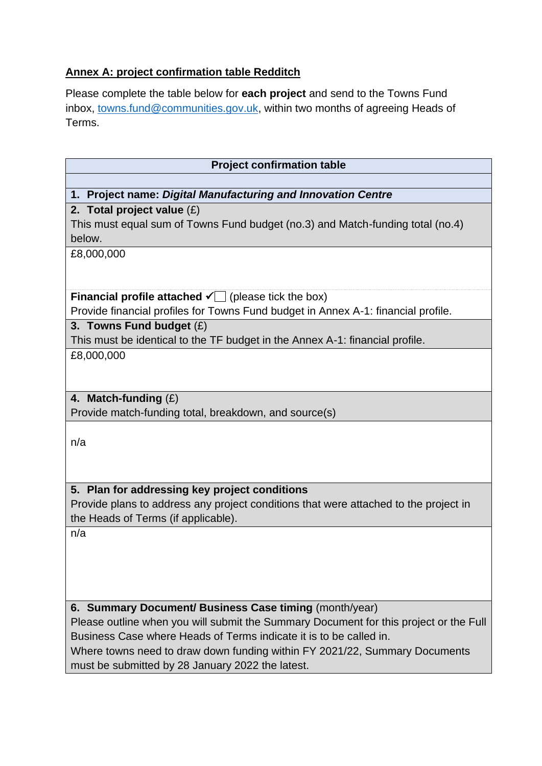**Annex A: project confirmation table Redditch**

Please complete the table below for **each project** and send to the Towns Fund inbox, towns.fund@communities.gov.uk, within two months of agreeing Heads of Terms.

| Project confirmation table |
|---|
| |
| **1. Project name:** ***Digital Manufacturing and Innovation Centre*** |
| **2. Total project value** (£)<br>This must equal sum of Towns Fund budget (no.3) and Match-funding total (no.4) below. |
| £8,000,000 |
| **Financial profile attached** ✓☐ (please tick the box)<br>Provide financial profiles for Towns Fund budget in Annex A-1: financial profile. |
| **3. Towns Fund budget** (£)<br>This must be identical to the TF budget in the Annex A-1: financial profile. |
| £8,000,000 |
| **4. Match-funding** (£)<br>Provide match-funding total, breakdown, and source(s) |
| n/a |
| **5. Plan for addressing key project conditions**<br>Provide plans to address any project conditions that were attached to the project in the Heads of Terms (if applicable). |
| n/a |
| **6. Summary Document/ Business Case timing** (month/year)<br>Please outline when you will submit the Summary Document for this project or the Full Business Case where Heads of Terms indicate it is to be called in.<br>Where towns need to draw down funding within FY 2021/22, Summary Documents must be submitted by 28 January 2022 the latest. |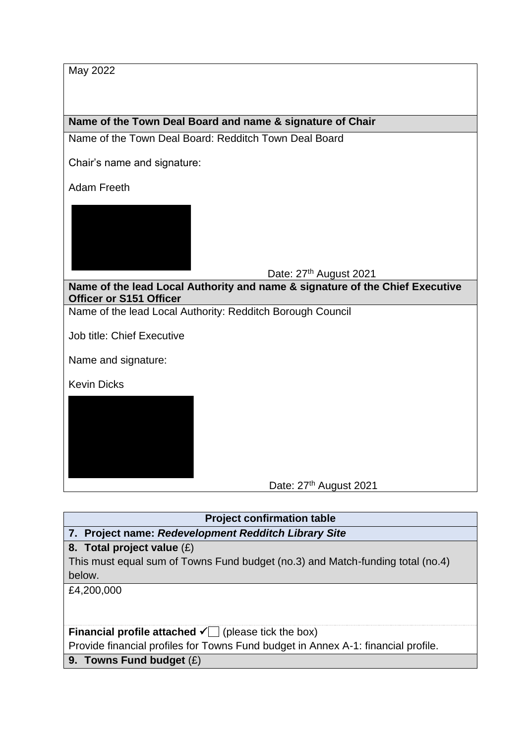| May 2022 |
|---|
| **Name of the Town Deal Board and name & signature of Chair** |
| Name of the Town Deal Board: Redditch Town Deal Board<br><br>Chair's name and signature:<br><br>Adam Freeth<br><br>Date: 27th August 2021 |
| **Name of the lead Local Authority and name & signature of the Chief Executive Officer or S151 Officer** |
| Name of the lead Local Authority: Redditch Borough Council<br><br>Job title: Chief Executive<br><br>Name and signature:<br><br>Kevin Dicks<br><br>Date: 27th August 2021 |

| Project confirmation table |
|---|
| **7. Project name: *Redevelopment Redditch Library Site*** |
| **8. Total project value** (£)<br>This must equal sum of Towns Fund budget (no.3) and Match-funding total (no.4) below. |
| £4,200,000 |
| **Financial profile attached** ✓☐ (please tick the box)<br>Provide financial profiles for Towns Fund budget in Annex A-1: financial profile. |
| **9. Towns Fund budget** (£) |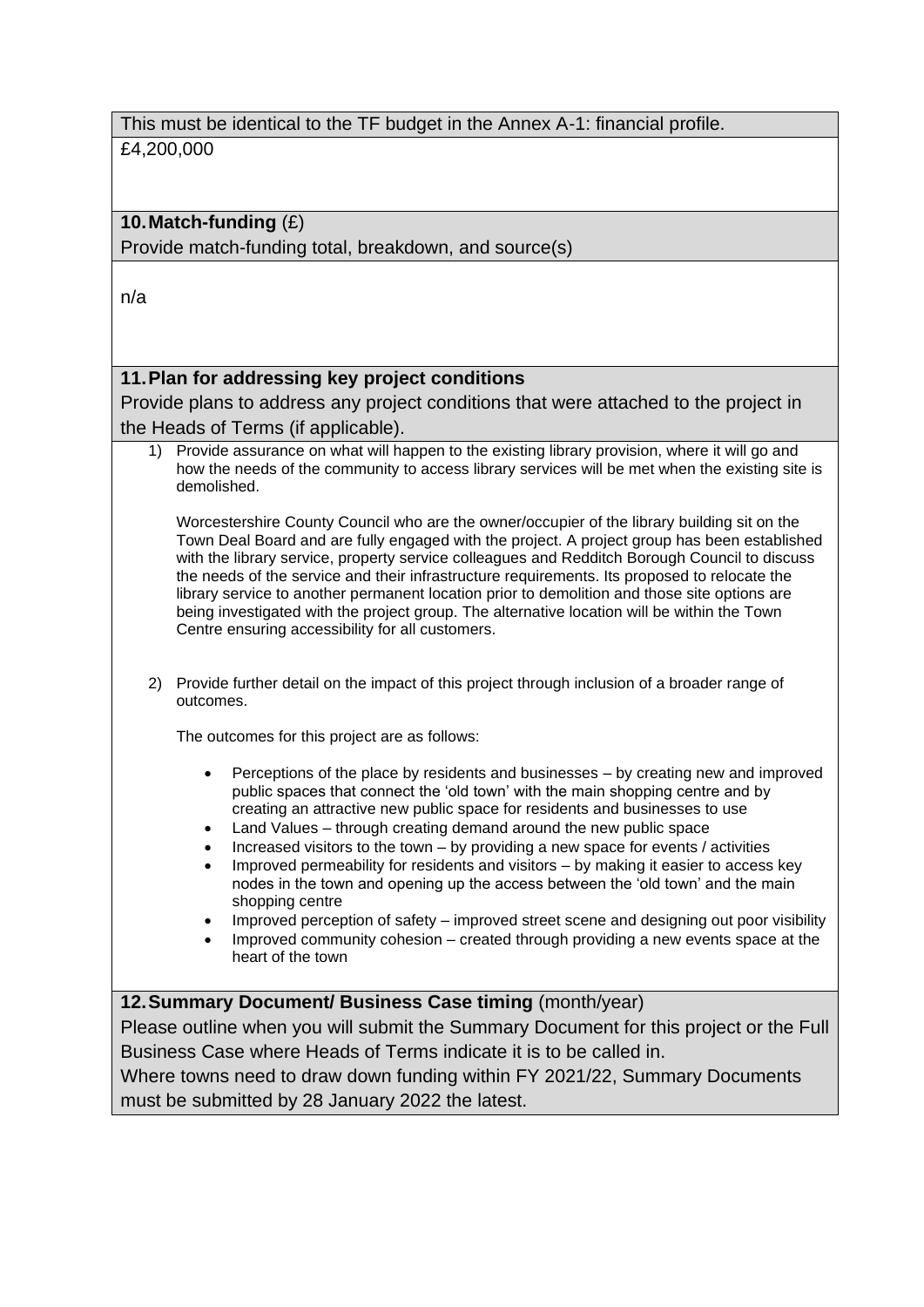This must be identical to the TF budget in the Annex A-1: financial profile.

£4,200,000

**10. Match-funding** (£)

Provide match-funding total, breakdown, and source(s)

n/a

**11. Plan for addressing key project conditions**

Provide plans to address any project conditions that were attached to the project in the Heads of Terms (if applicable).

1) Provide assurance on what will happen to the existing library provision, where it will go and how the needs of the community to access library services will be met when the existing site is demolished.

   Worcestershire County Council who are the owner/occupier of the library building sit on the Town Deal Board and are fully engaged with the project. A project group has been established with the library service, property service colleagues and Redditch Borough Council to discuss the needs of the service and their infrastructure requirements. Its proposed to relocate the library service to another permanent location prior to demolition and those site options are being investigated with the project group. The alternative location will be within the Town Centre ensuring accessibility for all customers.

2) Provide further detail on the impact of this project through inclusion of a broader range of outcomes.

   The outcomes for this project are as follows:

   - Perceptions of the place by residents and businesses – by creating new and improved public spaces that connect the 'old town' with the main shopping centre and by creating an attractive new public space for residents and businesses to use
   - Land Values – through creating demand around the new public space
   - Increased visitors to the town – by providing a new space for events / activities
   - Improved permeability for residents and visitors – by making it easier to access key nodes in the town and opening up the access between the 'old town' and the main shopping centre
   - Improved perception of safety – improved street scene and designing out poor visibility
   - Improved community cohesion – created through providing a new events space at the heart of the town

**12. Summary Document/ Business Case timing** (month/year)

Please outline when you will submit the Summary Document for this project or the Full Business Case where Heads of Terms indicate it is to be called in.

Where towns need to draw down funding within FY 2021/22, Summary Documents must be submitted by 28 January 2022 the latest.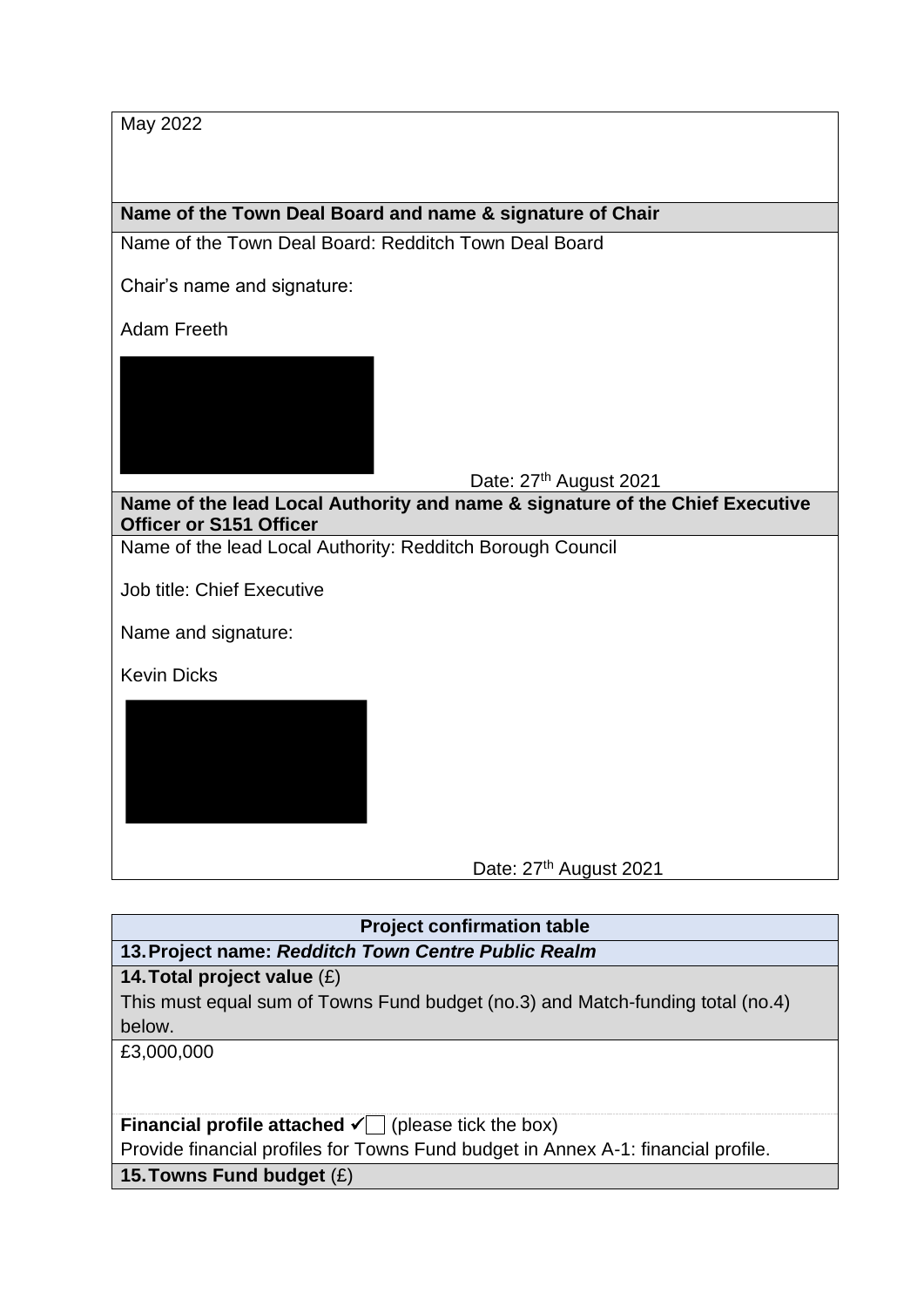| May 2022 |
|---|
| **Name of the Town Deal Board and name & signature of Chair** |
| Name of the Town Deal Board: Redditch Town Deal Board<br><br>Chair's name and signature:<br><br>Adam Freeth<br><br>Date: 27th August 2021 |
| **Name of the lead Local Authority and name & signature of the Chief Executive Officer or S151 Officer** |
| Name of the lead Local Authority: Redditch Borough Council<br><br>Job title: Chief Executive<br><br>Name and signature:<br><br>Kevin Dicks<br><br>Date: 27th August 2021 |

| Project confirmation table |
|---|
| **13. Project name: *Redditch Town Centre Public Realm*** |
| **14. Total project value** (£)<br>This must equal sum of Towns Fund budget (no.3) and Match-funding total (no.4) below. |
| £3,000,000 |
| **Financial profile attached** ✓☐ (please tick the box)<br>Provide financial profiles for Towns Fund budget in Annex A-1: financial profile. |
| **15. Towns Fund budget** (£) |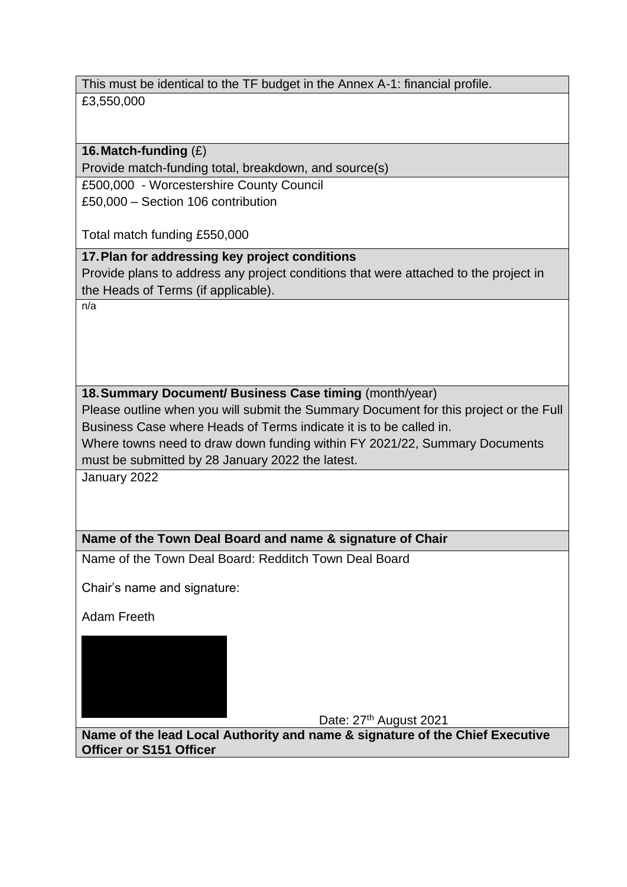This must be identical to the TF budget in the Annex A-1: financial profile.

£3,550,000

**16. Match-funding** (£)

Provide match-funding total, breakdown, and source(s)

£500,000 - Worcestershire County Council
£50,000 – Section 106 contribution

Total match funding £550,000

**17. Plan for addressing key project conditions**

Provide plans to address any project conditions that were attached to the project in the Heads of Terms (if applicable).

n/a

**18. Summary Document/ Business Case timing** (month/year)

Please outline when you will submit the Summary Document for this project or the Full Business Case where Heads of Terms indicate it is to be called in.

Where towns need to draw down funding within FY 2021/22, Summary Documents must be submitted by 28 January 2022 the latest.

January 2022

**Name of the Town Deal Board and name & signature of Chair**

Name of the Town Deal Board: Redditch Town Deal Board

Chair's name and signature:

Adam Freeth

Date: 27th August 2021

**Name of the lead Local Authority and name & signature of the Chief Executive Officer or S151 Officer**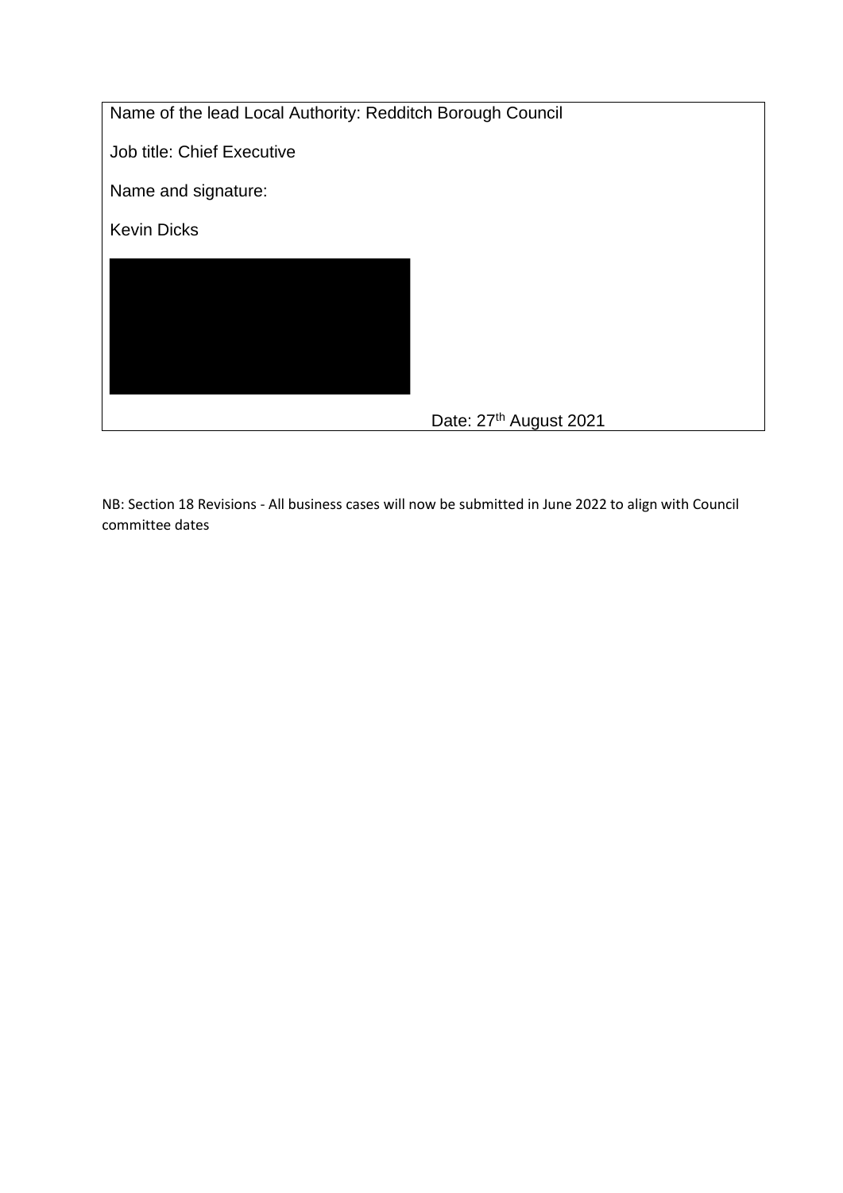| |
|---|
| Name of the lead Local Authority: Redditch Borough Council<br><br>Job title: Chief Executive<br><br>Name and signature:<br><br>Kevin Dicks<br><br>Date: 27th August 2021 |

NB: Section 18 Revisions - All business cases will now be submitted in June 2022 to align with Council committee dates